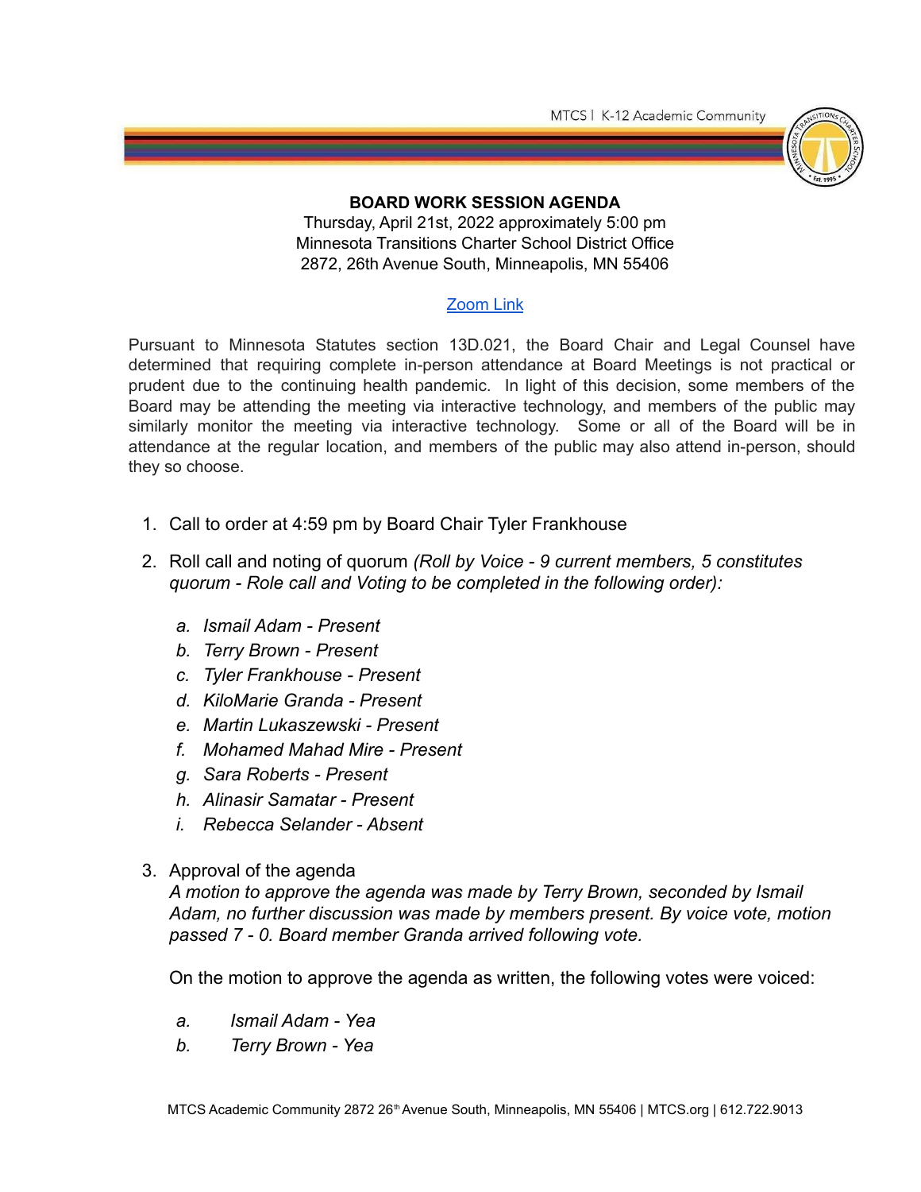MTCS | K-12 Academic Community

**BOARD WORK SESSION AGENDA**
Thursday, April 21st, 2022 approximately 5:00 pm
Minnesota Transitions Charter School District Office
2872, 26th Avenue South, Minneapolis, MN 55406

[Zoom Link]

Pursuant to Minnesota Statutes section 13D.021, the Board Chair and Legal Counsel have determined that requiring complete in-person attendance at Board Meetings is not practical or prudent due to the continuing health pandemic. In light of this decision, some members of the Board may be attending the meeting via interactive technology, and members of the public may similarly monitor the meeting via interactive technology. Some or all of the Board will be in attendance at the regular location, and members of the public may also attend in-person, should they so choose.

1. Call to order at 4:59 pm by Board Chair Tyler Frankhouse
2. Roll call and noting of quorum *(Roll by Voice - 9 current members, 5 constitutes quorum - Role call and Voting to be completed in the following order):*
   a. *Ismail Adam - Present*
   b. *Terry Brown - Present*
   c. *Tyler Frankhouse - Present*
   d. *KiloMarie Granda - Present*
   e. *Martin Lukaszewski - Present*
   f. *Mohamed Mahad Mire - Present*
   g. *Sara Roberts - Present*
   h. *Alinasir Samatar - Present*
   i. *Rebecca Selander - Absent*
3. Approval of the agenda
   *A motion to approve the agenda was made by Terry Brown, seconded by Ismail Adam, no further discussion was made by members present. By voice vote, motion passed 7 - 0. Board member Granda arrived following vote.*

   On the motion to approve the agenda as written, the following votes were voiced:

   a. *Ismail Adam - Yea*
   b. *Terry Brown - Yea*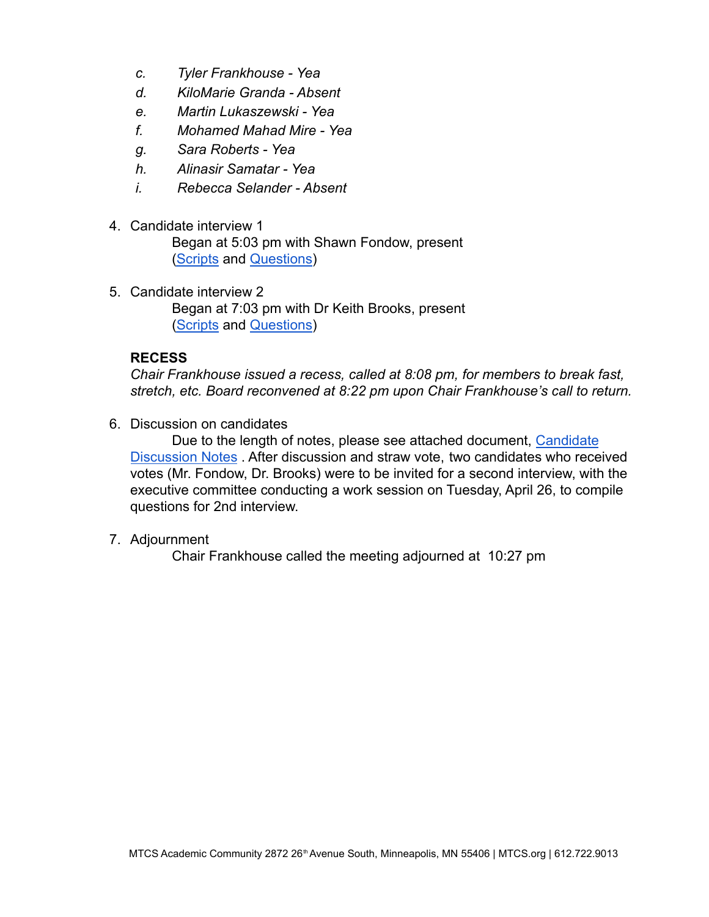c. *Tyler Frankhouse - Yea*
d. *KiloMarie Granda - Absent*
e. *Martin Lukaszewski - Yea*
f. *Mohamed Mahad Mire - Yea*
g. *Sara Roberts - Yea*
h. *Alinasir Samatar - Yea*
i. *Rebecca Selander - Absent*

4. Candidate interview 1

   Began at 5:03 pm with Shawn Fondow, present (Scripts and Questions)

5. Candidate interview 2

   Began at 7:03 pm with Dr Keith Brooks, present (Scripts and Questions)

**RECESS**

*Chair Frankhouse issued a recess, called at 8:08 pm, for members to break fast, stretch, etc. Board reconvened at 8:22 pm upon Chair Frankhouse's call to return.*

6. Discussion on candidates

   Due to the length of notes, please see attached document, Candidate Discussion Notes . After discussion and straw vote, two candidates who received votes (Mr. Fondow, Dr. Brooks) were to be invited for a second interview, with the executive committee conducting a work session on Tuesday, April 26, to compile questions for 2nd interview.

7. Adjournment

   Chair Frankhouse called the meeting adjourned at 10:27 pm